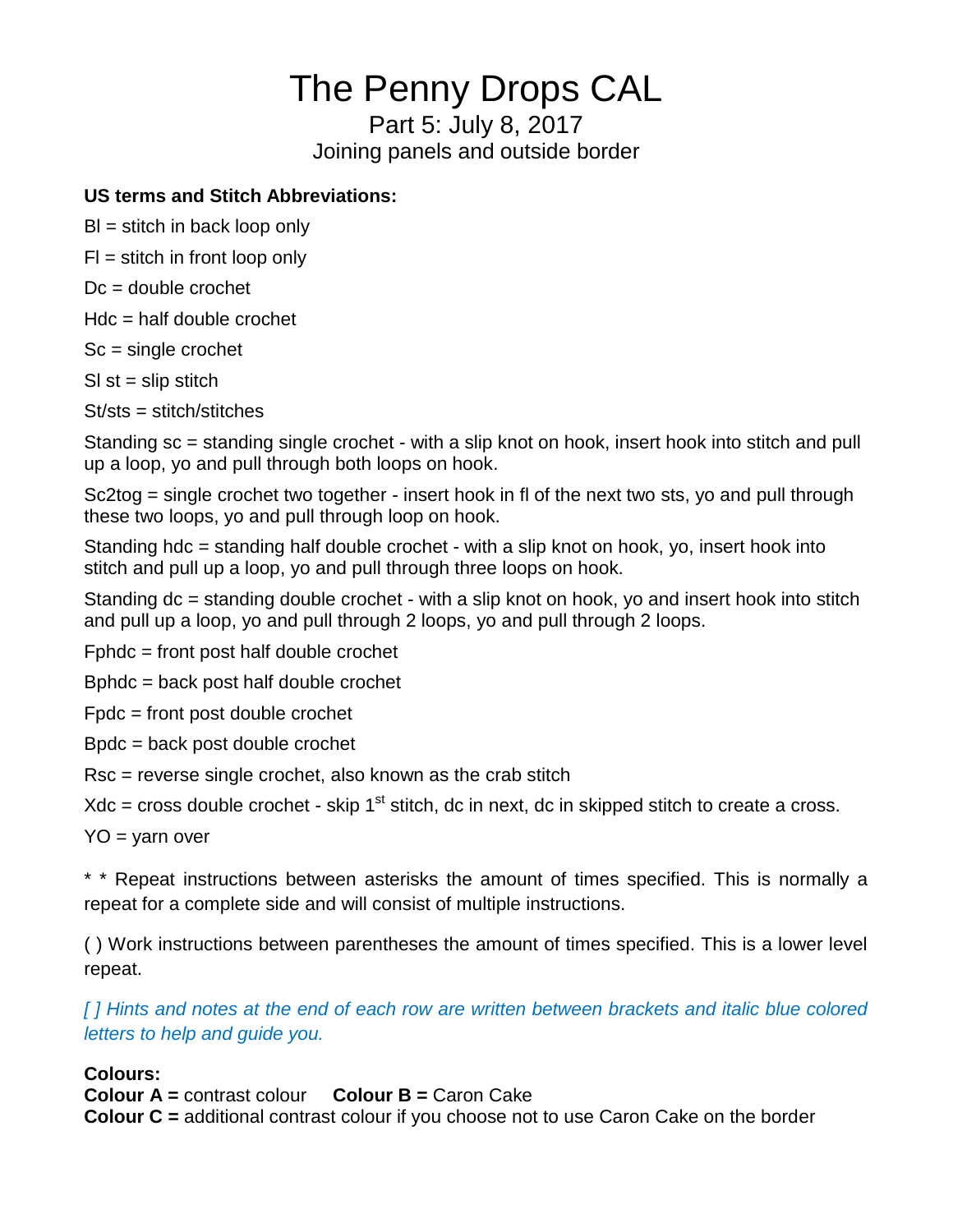# The Penny Drops CAL

Part 5: July 8, 2017

Joining panels and outside border

**US terms and Stitch Abbreviations:**

Bl = stitch in back loop only

Fl = stitch in front loop only

Dc = double crochet

Hdc = half double crochet

Sc = single crochet

Sl st = slip stitch

St/sts = stitch/stitches

Standing sc = standing single crochet - with a slip knot on hook, insert hook into stitch and pull up a loop, yo and pull through both loops on hook.

Sc2tog = single crochet two together - insert hook in fl of the next two sts, yo and pull through these two loops, yo and pull through loop on hook.

Standing hdc = standing half double crochet - with a slip knot on hook, yo, insert hook into stitch and pull up a loop, yo and pull through three loops on hook.

Standing dc = standing double crochet - with a slip knot on hook, yo and insert hook into stitch and pull up a loop, yo and pull through 2 loops, yo and pull through 2 loops.

Fphdc = front post half double crochet

Bphdc = back post half double crochet

Fpdc = front post double crochet

Bpdc = back post double crochet

Rsc = reverse single crochet, also known as the crab stitch

Xdc = cross double crochet - skip 1st stitch, dc in next, dc in skipped stitch to create a cross.

YO = yarn over

* * Repeat instructions between asterisks the amount of times specified. This is normally a repeat for a complete side and will consist of multiple instructions.

( ) Work instructions between parentheses the amount of times specified. This is a lower level repeat.

*[ ] Hints and notes at the end of each row are written between brackets and italic blue colored letters to help and guide you.*

**Colours:**

**Colour A =** contrast colour **Colour B =** Caron Cake

**Colour C =** additional contrast colour if you choose not to use Caron Cake on the border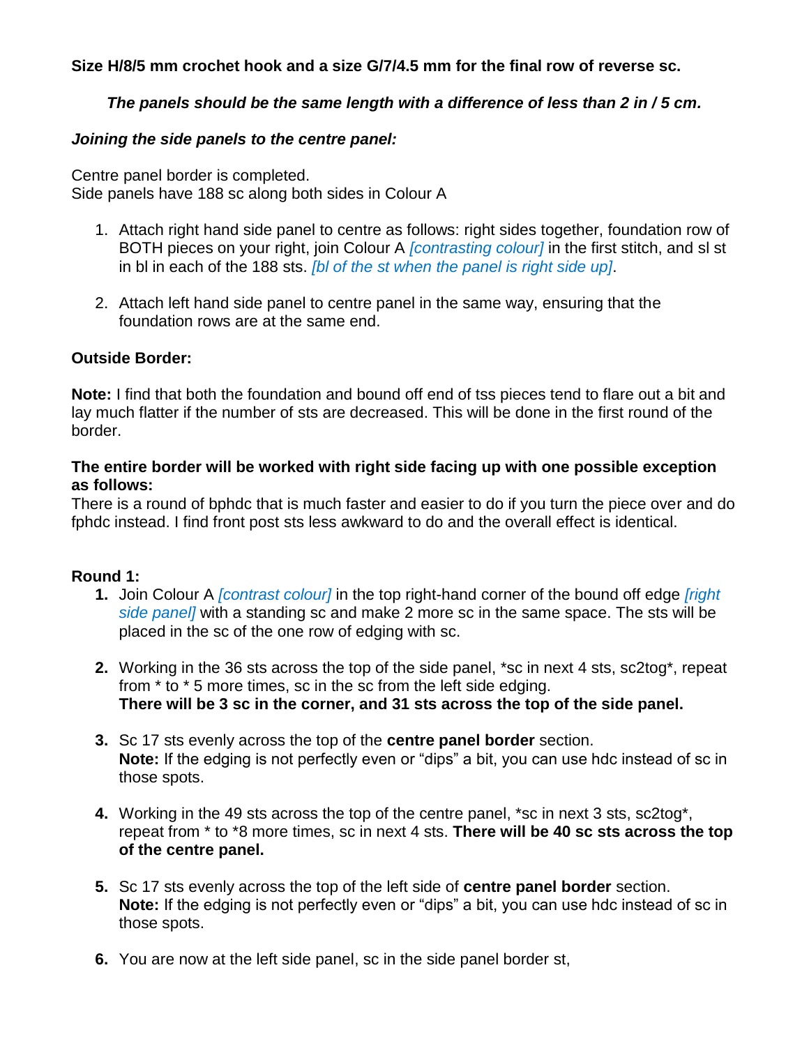**Size H/8/5 mm crochet hook and a size G/7/4.5 mm for the final row of reverse sc.**

***The panels should be the same length with a difference of less than 2 in / 5 cm.***

***Joining the side panels to the centre panel:***

Centre panel border is completed.
Side panels have 188 sc along both sides in Colour A

1. Attach right hand side panel to centre as follows: right sides together, foundation row of BOTH pieces on your right, join Colour A *[contrasting colour]* in the first stitch, and sl st in bl in each of the 188 sts. *[bl of the st when the panel is right side up]*.
2. Attach left hand side panel to centre panel in the same way, ensuring that the foundation rows are at the same end.

**Outside Border:**

**Note:** I find that both the foundation and bound off end of tss pieces tend to flare out a bit and lay much flatter if the number of sts are decreased. This will be done in the first round of the border.

**The entire border will be worked with right side facing up with one possible exception as follows:**
There is a round of bphdc that is much faster and easier to do if you turn the piece over and do fphdc instead. I find front post sts less awkward to do and the overall effect is identical.

**Round 1:**

1. Join Colour A *[contrast colour]* in the top right-hand corner of the bound off edge *[right side panel]* with a standing sc and make 2 more sc in the same space. The sts will be placed in the sc of the one row of edging with sc.
2. Working in the 36 sts across the top of the side panel, *sc in next 4 sts, sc2tog*, repeat from * to * 5 more times, sc in the sc from the left side edging.
   **There will be 3 sc in the corner, and 31 sts across the top of the side panel.**
3. Sc 17 sts evenly across the top of the **centre panel border** section.
   **Note:** If the edging is not perfectly even or "dips" a bit, you can use hdc instead of sc in those spots.
4. Working in the 49 sts across the top of the centre panel, *sc in next 3 sts, sc2tog*, repeat from * to *8 more times, sc in next 4 sts. **There will be 40 sc sts across the top of the centre panel.**
5. Sc 17 sts evenly across the top of the left side of **centre panel border** section.
   **Note:** If the edging is not perfectly even or "dips" a bit, you can use hdc instead of sc in those spots.
6. You are now at the left side panel, sc in the side panel border st,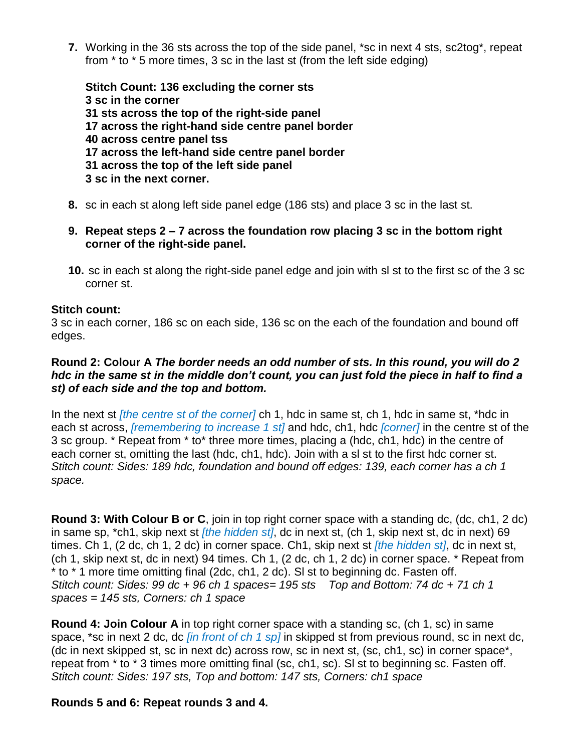7. Working in the 36 sts across the top of the side panel, *sc in next 4 sts, sc2tog*, repeat from * to * 5 more times, 3 sc in the last st (from the left side edging)

   **Stitch Count: 136 excluding the corner sts**
   **3 sc in the corner**
   **31 sts across the top of the right-side panel**
   **17 across the right-hand side centre panel border**
   **40 across centre panel tss**
   **17 across the left-hand side centre panel border**
   **31 across the top of the left side panel**
   **3 sc in the next corner.**

8. sc in each st along left side panel edge (186 sts) and place 3 sc in the last st.

9. **Repeat steps 2 – 7 across the foundation row placing 3 sc in the bottom right corner of the right-side panel.**

10. sc in each st along the right-side panel edge and join with sl st to the first sc of the 3 sc corner st.

**Stitch count:**
3 sc in each corner, 186 sc on each side, 136 sc on the each of the foundation and bound off edges.

**Round 2: Colour A *The border needs an odd number of sts. In this round, you will do 2 hdc in the same st in the middle don't count, you can just fold the piece in half to find a st) of each side and the top and bottom.***

In the next st *[the centre st of the corner]* ch 1, hdc in same st, ch 1, hdc in same st, *hdc in each st across, *[remembering to increase 1 st]* and hdc, ch1, hdc *[corner]* in the centre st of the 3 sc group. * Repeat from * to* three more times, placing a (hdc, ch1, hdc) in the centre of each corner st, omitting the last (hdc, ch1, hdc). Join with a sl st to the first hdc corner st.
*Stitch count: Sides: 189 hdc, foundation and bound off edges: 139, each corner has a ch 1 space.*

**Round 3: With Colour B or C**, join in top right corner space with a standing dc, (dc, ch1, 2 dc) in same sp, *ch1, skip next st *[the hidden st]*, dc in next st, (ch 1, skip next st, dc in next) 69 times. Ch 1, (2 dc, ch 1, 2 dc) in corner space. Ch1, skip next st *[the hidden st]*, dc in next st, (ch 1, skip next st, dc in next) 94 times. Ch 1, (2 dc, ch 1, 2 dc) in corner space. * Repeat from * to * 1 more time omitting final (2dc, ch1, 2 dc). Sl st to beginning dc. Fasten off.
*Stitch count: Sides: 99 dc + 96 ch 1 spaces= 195 sts Top and Bottom: 74 dc + 71 ch 1 spaces = 145 sts, Corners: ch 1 space*

**Round 4: Join Colour A** in top right corner space with a standing sc, (ch 1, sc) in same space, *sc in next 2 dc, dc *[in front of ch 1 sp]* in skipped st from previous round, sc in next dc, (dc in next skipped st, sc in next dc) across row, sc in next st, (sc, ch1, sc) in corner space*, repeat from * to * 3 times more omitting final (sc, ch1, sc). Sl st to beginning sc. Fasten off.
*Stitch count: Sides: 197 sts, Top and bottom: 147 sts, Corners: ch1 space*

**Rounds 5 and 6: Repeat rounds 3 and 4.**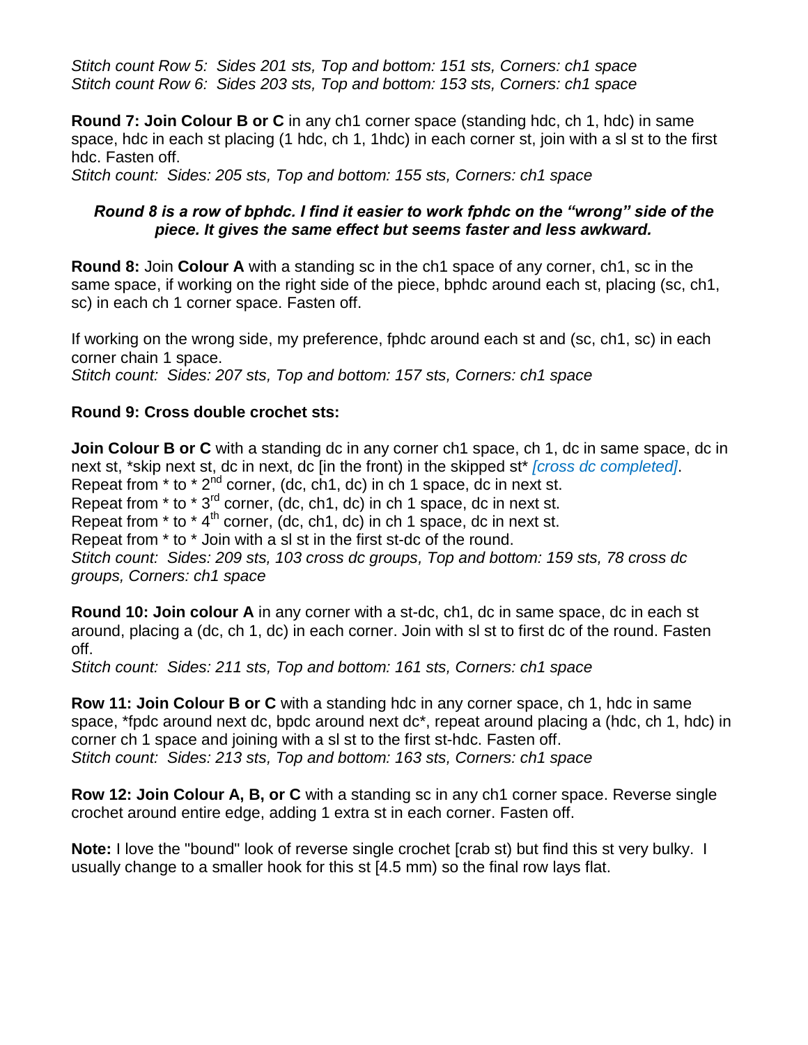*Stitch count Row 5: Sides 201 sts, Top and bottom: 151 sts, Corners: ch1 space*
*Stitch count Row 6: Sides 203 sts, Top and bottom: 153 sts, Corners: ch1 space*

**Round 7: Join Colour B or C** in any ch1 corner space (standing hdc, ch 1, hdc) in same space, hdc in each st placing (1 hdc, ch 1, 1hdc) in each corner st, join with a sl st to the first hdc. Fasten off.
*Stitch count: Sides: 205 sts, Top and bottom: 155 sts, Corners: ch1 space*

***Round 8 is a row of bphdc. I find it easier to work fphdc on the "wrong" side of the piece. It gives the same effect but seems faster and less awkward.***

**Round 8:** Join **Colour A** with a standing sc in the ch1 space of any corner, ch1, sc in the same space, if working on the right side of the piece, bphdc around each st, placing (sc, ch1, sc) in each ch 1 corner space. Fasten off.

If working on the wrong side, my preference, fphdc around each st and (sc, ch1, sc) in each corner chain 1 space.
*Stitch count: Sides: 207 sts, Top and bottom: 157 sts, Corners: ch1 space*

**Round 9: Cross double crochet sts:**

**Join Colour B or C** with a standing dc in any corner ch1 space, ch 1, dc in same space, dc in next st, *skip next st, dc in next, dc [in the front) in the skipped st* *[cross dc completed]*.
Repeat from * to * 2nd corner, (dc, ch1, dc) in ch 1 space, dc in next st.
Repeat from * to * 3rd corner, (dc, ch1, dc) in ch 1 space, dc in next st.
Repeat from * to * 4th corner, (dc, ch1, dc) in ch 1 space, dc in next st.
Repeat from * to * Join with a sl st in the first st-dc of the round.
*Stitch count: Sides: 209 sts, 103 cross dc groups, Top and bottom: 159 sts, 78 cross dc groups, Corners: ch1 space*

**Round 10: Join colour A** in any corner with a st-dc, ch1, dc in same space, dc in each st around, placing a (dc, ch 1, dc) in each corner. Join with sl st to first dc of the round. Fasten off.
*Stitch count: Sides: 211 sts, Top and bottom: 161 sts, Corners: ch1 space*

**Row 11: Join Colour B or C** with a standing hdc in any corner space, ch 1, hdc in same space, *fpdc around next dc, bpdc around next dc*, repeat around placing a (hdc, ch 1, hdc) in corner ch 1 space and joining with a sl st to the first st-hdc. Fasten off.
*Stitch count: Sides: 213 sts, Top and bottom: 163 sts, Corners: ch1 space*

**Row 12: Join Colour A, B, or C** with a standing sc in any ch1 corner space. Reverse single crochet around entire edge, adding 1 extra st in each corner. Fasten off.

**Note:** I love the "bound" look of reverse single crochet [crab st) but find this st very bulky. I usually change to a smaller hook for this st [4.5 mm) so the final row lays flat.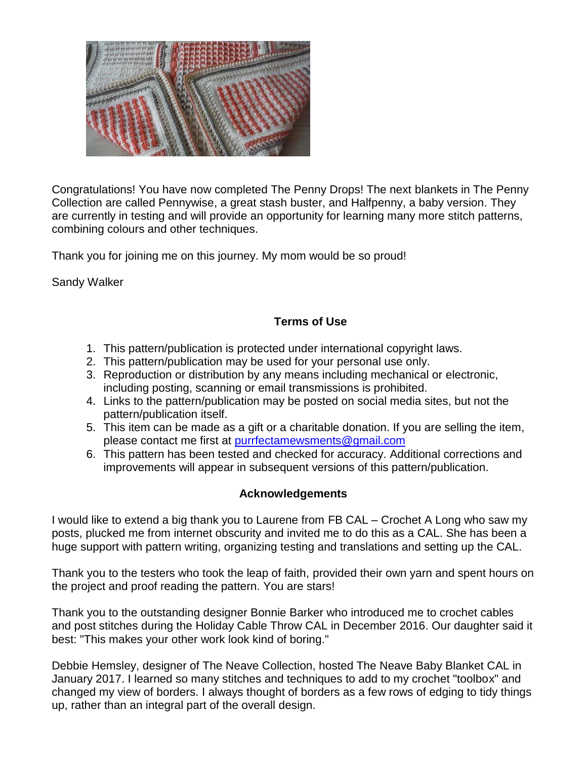Congratulations! You have now completed The Penny Drops! The next blankets in The Penny Collection are called Pennywise, a great stash buster, and Halfpenny, a baby version. They are currently in testing and will provide an opportunity for learning many more stitch patterns, combining colours and other techniques.

Thank you for joining me on this journey. My mom would be so proud!

Sandy Walker

## Terms of Use

1. This pattern/publication is protected under international copyright laws.
2. This pattern/publication may be used for your personal use only.
3. Reproduction or distribution by any means including mechanical or electronic, including posting, scanning or email transmissions is prohibited.
4. Links to the pattern/publication may be posted on social media sites, but not the pattern/publication itself.
5. This item can be made as a gift or a charitable donation. If you are selling the item, please contact me first at purrfectamewsments@gmail.com
6. This pattern has been tested and checked for accuracy. Additional corrections and improvements will appear in subsequent versions of this pattern/publication.

## Acknowledgements

I would like to extend a big thank you to Laurene from FB CAL – Crochet A Long who saw my posts, plucked me from internet obscurity and invited me to do this as a CAL. She has been a huge support with pattern writing, organizing testing and translations and setting up the CAL.

Thank you to the testers who took the leap of faith, provided their own yarn and spent hours on the project and proof reading the pattern. You are stars!

Thank you to the outstanding designer Bonnie Barker who introduced me to crochet cables and post stitches during the Holiday Cable Throw CAL in December 2016. Our daughter said it best: "This makes your other work look kind of boring."

Debbie Hemsley, designer of The Neave Collection, hosted The Neave Baby Blanket CAL in January 2017. I learned so many stitches and techniques to add to my crochet "toolbox" and changed my view of borders. I always thought of borders as a few rows of edging to tidy things up, rather than an integral part of the overall design.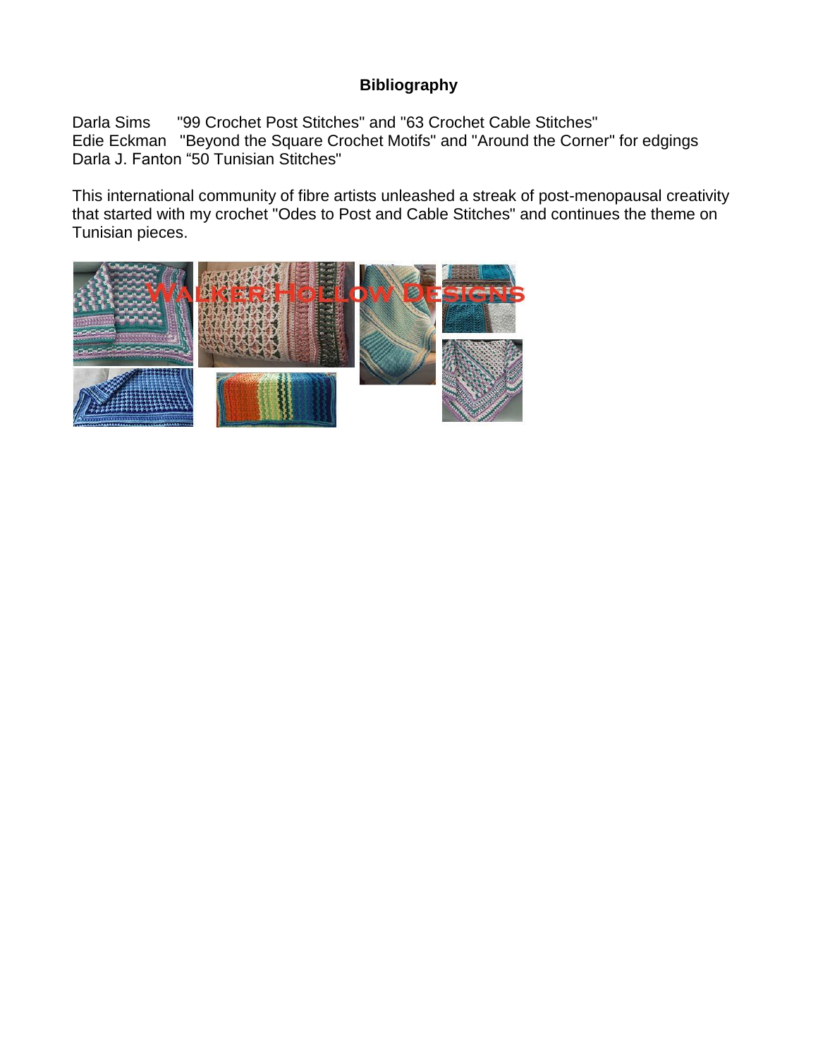**Bibliography**

Darla Sims "99 Crochet Post Stitches" and "63 Crochet Cable Stitches"
Edie Eckman "Beyond the Square Crochet Motifs" and "Around the Corner" for edgings
Darla J. Fanton "50 Tunisian Stitches"

This international community of fibre artists unleashed a streak of post-menopausal creativity that started with my crochet "Odes to Post and Cable Stitches" and continues the theme on Tunisian pieces.